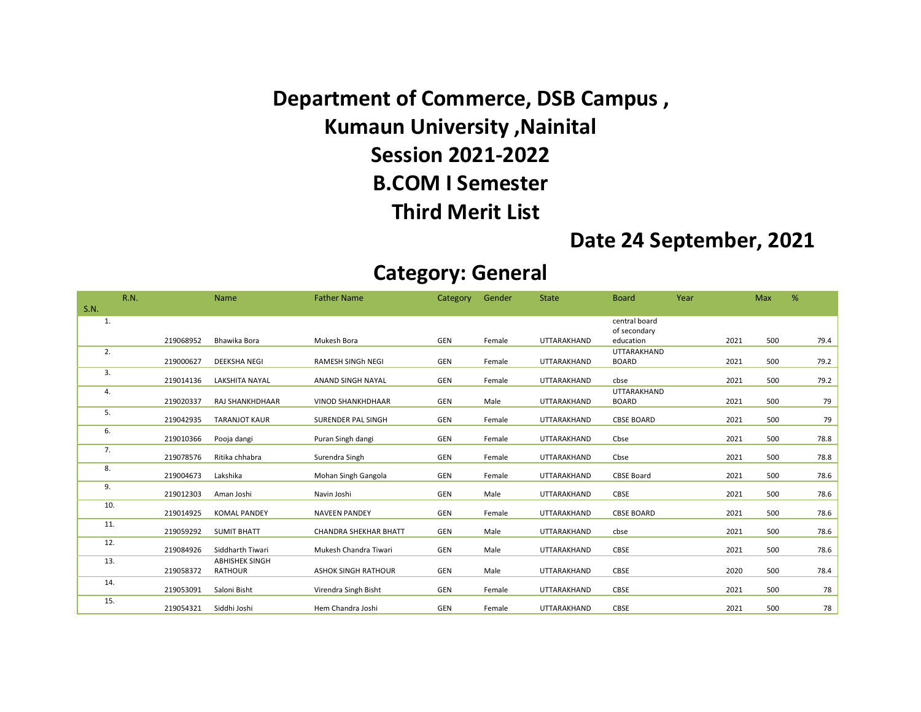# Department of Commerce, DSB Campus ,

# Kumaun University ,Nainital

# Session 2021-2022

# B.COM I Semester

# Third Merit List

**Date 24 September, 2021**

## Category: General

| S.N. | R.N. | Name | Father Name | Category | Gender | State | Board | Year | Max | % |
|---|---|---|---|---|---|---|---|---|---|---|
| 1. | 219068952 | Bhawika Bora | Mukesh Bora | GEN | Female | UTTARAKHAND | central board of secondary education | 2021 | 500 | 79.4 |
| 2. | 219000627 | DEEKSHA NEGI | RAMESH SINGh NEGI | GEN | Female | UTTARAKHAND | UTTARAKHAND BOARD | 2021 | 500 | 79.2 |
| 3. | 219014136 | LAKSHITA NAYAL | ANAND SINGH NAYAL | GEN | Female | UTTARAKHAND | cbse | 2021 | 500 | 79.2 |
| 4. | 219020337 | RAJ SHANKHDHAAR | VINOD SHANKHDHAAR | GEN | Male | UTTARAKHAND | UTTARAKHAND BOARD | 2021 | 500 | 79 |
| 5. | 219042935 | TARANJOT KAUR | SURENDER PAL SINGH | GEN | Female | UTTARAKHAND | CBSE BOARD | 2021 | 500 | 79 |
| 6. | 219010366 | Pooja dangi | Puran Singh dangi | GEN | Female | UTTARAKHAND | Cbse | 2021 | 500 | 78.8 |
| 7. | 219078576 | Ritika chhabra | Surendra Singh | GEN | Female | UTTARAKHAND | Cbse | 2021 | 500 | 78.8 |
| 8. | 219004673 | Lakshika | Mohan Singh Gangola | GEN | Female | UTTARAKHAND | CBSE Board | 2021 | 500 | 78.6 |
| 9. | 219012303 | Aman Joshi | Navin Joshi | GEN | Male | UTTARAKHAND | CBSE | 2021 | 500 | 78.6 |
| 10. | 219014925 | KOMAL PANDEY | NAVEEN PANDEY | GEN | Female | UTTARAKHAND | CBSE BOARD | 2021 | 500 | 78.6 |
| 11. | 219059292 | SUMIT BHATT | CHANDRA SHEKHAR BHATT | GEN | Male | UTTARAKHAND | cbse | 2021 | 500 | 78.6 |
| 12. | 219084926 | Siddharth Tiwari | Mukesh Chandra Tiwari | GEN | Male | UTTARAKHAND | CBSE | 2021 | 500 | 78.6 |
| 13. | 219058372 | ABHISHEK SINGH RATHOUR | ASHOK SINGH RATHOUR | GEN | Male | UTTARAKHAND | CBSE | 2020 | 500 | 78.4 |
| 14. | 219053091 | Saloni Bisht | Virendra Singh Bisht | GEN | Female | UTTARAKHAND | CBSE | 2021 | 500 | 78 |
| 15. | 219054321 | Siddhi Joshi | Hem Chandra Joshi | GEN | Female | UTTARAKHAND | CBSE | 2021 | 500 | 78 |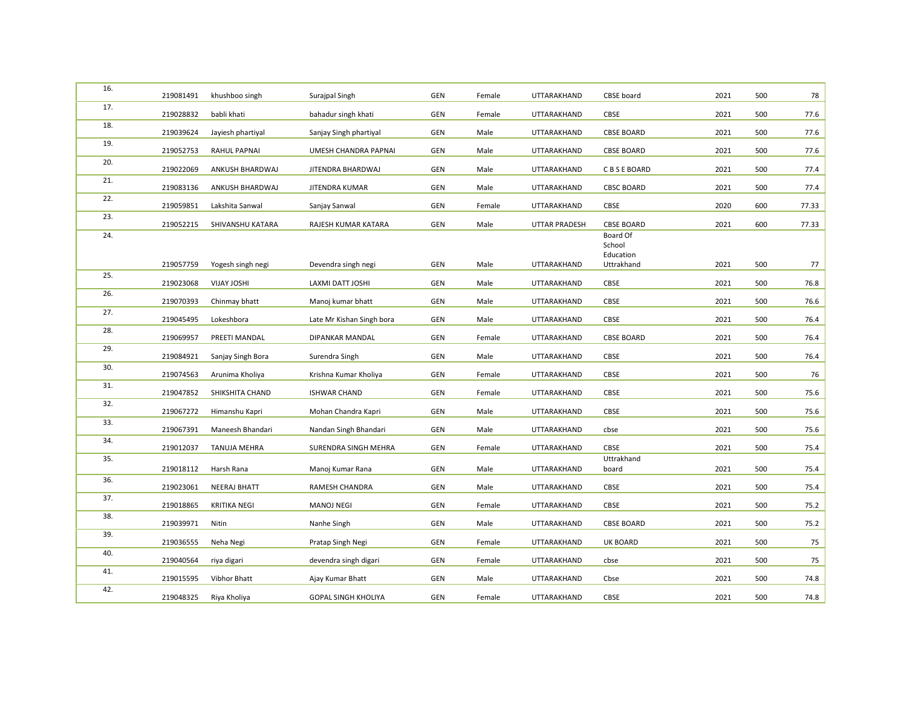| | | | | | | | | | | |
|---|---|---|---|---|---|---|---|---|---|---|
| 16. | 219081491 | khushboo singh | Surajpal Singh | GEN | Female | UTTARAKHAND | CBSE board | 2021 | 500 | 78 |
| 17. | 219028832 | babli khati | bahadur singh khati | GEN | Female | UTTARAKHAND | CBSE | 2021 | 500 | 77.6 |
| 18. | 219039624 | Jayiesh phartiyal | Sanjay Singh phartiyal | GEN | Male | UTTARAKHAND | CBSE BOARD | 2021 | 500 | 77.6 |
| 19. | 219052753 | RAHUL PAPNAI | UMESH CHANDRA PAPNAI | GEN | Male | UTTARAKHAND | CBSE BOARD | 2021 | 500 | 77.6 |
| 20. | 219022069 | ANKUSH BHARDWAJ | JITENDRA BHARDWAJ | GEN | Male | UTTARAKHAND | C B S E BOARD | 2021 | 500 | 77.4 |
| 21. | 219083136 | ANKUSH BHARDWAJ | JITENDRA KUMAR | GEN | Male | UTTARAKHAND | CBSC BOARD | 2021 | 500 | 77.4 |
| 22. | 219059851 | Lakshita Sanwal | Sanjay Sanwal | GEN | Female | UTTARAKHAND | CBSE | 2020 | 600 | 77.33 |
| 23. | 219052215 | SHIVANSHU KATARA | RAJESH KUMAR KATARA | GEN | Male | UTTAR PRADESH | CBSE BOARD | 2021 | 600 | 77.33 |
| 24. | 219057759 | Yogesh singh negi | Devendra singh negi | GEN | Male | UTTARAKHAND | Board Of School Education Uttrakhand | 2021 | 500 | 77 |
| 25. | 219023068 | VIJAY JOSHI | LAXMI DATT JOSHI | GEN | Male | UTTARAKHAND | CBSE | 2021 | 500 | 76.8 |
| 26. | 219070393 | Chinmay bhatt | Manoj kumar bhatt | GEN | Male | UTTARAKHAND | CBSE | 2021 | 500 | 76.6 |
| 27. | 219045495 | Lokeshbora | Late Mr Kishan Singh bora | GEN | Male | UTTARAKHAND | CBSE | 2021 | 500 | 76.4 |
| 28. | 219069957 | PREETI MANDAL | DIPANKAR MANDAL | GEN | Female | UTTARAKHAND | CBSE BOARD | 2021 | 500 | 76.4 |
| 29. | 219084921 | Sanjay Singh Bora | Surendra Singh | GEN | Male | UTTARAKHAND | CBSE | 2021 | 500 | 76.4 |
| 30. | 219074563 | Arunima Kholiya | Krishna Kumar Kholiya | GEN | Female | UTTARAKHAND | CBSE | 2021 | 500 | 76 |
| 31. | 219047852 | SHIKSHITA CHAND | ISHWAR CHAND | GEN | Female | UTTARAKHAND | CBSE | 2021 | 500 | 75.6 |
| 32. | 219067272 | Himanshu Kapri | Mohan Chandra Kapri | GEN | Male | UTTARAKHAND | CBSE | 2021 | 500 | 75.6 |
| 33. | 219067391 | Maneesh Bhandari | Nandan Singh Bhandari | GEN | Male | UTTARAKHAND | cbse | 2021 | 500 | 75.6 |
| 34. | 219012037 | TANUJA MEHRA | SURENDRA SINGH MEHRA | GEN | Female | UTTARAKHAND | CBSE | 2021 | 500 | 75.4 |
| 35. | 219018112 | Harsh Rana | Manoj Kumar Rana | GEN | Male | UTTARAKHAND | Uttrakhand board | 2021 | 500 | 75.4 |
| 36. | 219023061 | NEERAJ BHATT | RAMESH CHANDRA | GEN | Male | UTTARAKHAND | CBSE | 2021 | 500 | 75.4 |
| 37. | 219018865 | KRITIKA NEGI | MANOJ NEGI | GEN | Female | UTTARAKHAND | CBSE | 2021 | 500 | 75.2 |
| 38. | 219039971 | Nitin | Nanhe Singh | GEN | Male | UTTARAKHAND | CBSE BOARD | 2021 | 500 | 75.2 |
| 39. | 219036555 | Neha Negi | Pratap Singh Negi | GEN | Female | UTTARAKHAND | UK BOARD | 2021 | 500 | 75 |
| 40. | 219040564 | riya digari | devendra singh digari | GEN | Female | UTTARAKHAND | cbse | 2021 | 500 | 75 |
| 41. | 219015595 | Vibhor Bhatt | Ajay Kumar Bhatt | GEN | Male | UTTARAKHAND | Cbse | 2021 | 500 | 74.8 |
| 42. | 219048325 | Riya Kholiya | GOPAL SINGH KHOLIYA | GEN | Female | UTTARAKHAND | CBSE | 2021 | 500 | 74.8 |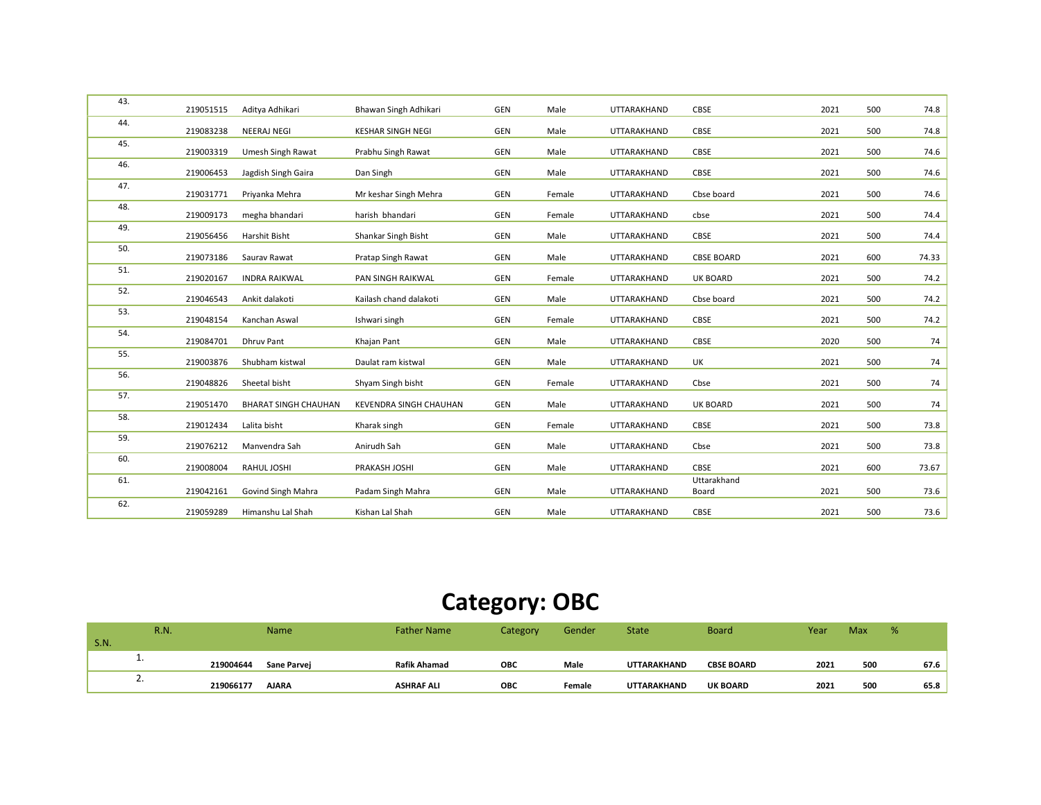| S.N. | R.N. | Name | Father Name | Category | Gender | State | Board | Year | Max | % |
|---|---|---|---|---|---|---|---|---|---|---|
| 43. | 219051515 | Aditya Adhikari | Bhawan Singh Adhikari | GEN | Male | UTTARAKHAND | CBSE | 2021 | 500 | 74.8 |
| 44. | 219083238 | NEERAJ NEGI | KESHAR SINGH NEGI | GEN | Male | UTTARAKHAND | CBSE | 2021 | 500 | 74.8 |
| 45. | 219003319 | Umesh Singh Rawat | Prabhu Singh Rawat | GEN | Male | UTTARAKHAND | CBSE | 2021 | 500 | 74.6 |
| 46. | 219006453 | Jagdish Singh Gaira | Dan Singh | GEN | Male | UTTARAKHAND | CBSE | 2021 | 500 | 74.6 |
| 47. | 219031771 | Priyanka Mehra | Mr keshar Singh Mehra | GEN | Female | UTTARAKHAND | Cbse board | 2021 | 500 | 74.6 |
| 48. | 219009173 | megha bhandari | harish bhandari | GEN | Female | UTTARAKHAND | cbse | 2021 | 500 | 74.4 |
| 49. | 219056456 | Harshit Bisht | Shankar Singh Bisht | GEN | Male | UTTARAKHAND | CBSE | 2021 | 500 | 74.4 |
| 50. | 219073186 | Saurav Rawat | Pratap Singh Rawat | GEN | Male | UTTARAKHAND | CBSE BOARD | 2021 | 600 | 74.33 |
| 51. | 219020167 | INDRA RAIKWAL | PAN SINGH RAIKWAL | GEN | Female | UTTARAKHAND | UK BOARD | 2021 | 500 | 74.2 |
| 52. | 219046543 | Ankit dalakoti | Kailash chand dalakoti | GEN | Male | UTTARAKHAND | Cbse board | 2021 | 500 | 74.2 |
| 53. | 219048154 | Kanchan Aswal | Ishwari singh | GEN | Female | UTTARAKHAND | CBSE | 2021 | 500 | 74.2 |
| 54. | 219084701 | Dhruv Pant | Khajan Pant | GEN | Male | UTTARAKHAND | CBSE | 2020 | 500 | 74 |
| 55. | 219003876 | Shubham kistwal | Daulat ram kistwal | GEN | Male | UTTARAKHAND | UK | 2021 | 500 | 74 |
| 56. | 219048826 | Sheetal bisht | Shyam Singh bisht | GEN | Female | UTTARAKHAND | Cbse | 2021 | 500 | 74 |
| 57. | 219051470 | BHARAT SINGH CHAUHAN | KEVENDRA SINGH CHAUHAN | GEN | Male | UTTARAKHAND | UK BOARD | 2021 | 500 | 74 |
| 58. | 219012434 | Lalita bisht | Kharak singh | GEN | Female | UTTARAKHAND | CBSE | 2021 | 500 | 73.8 |
| 59. | 219076212 | Manvendra Sah | Anirudh Sah | GEN | Male | UTTARAKHAND | Cbse | 2021 | 500 | 73.8 |
| 60. | 219008004 | RAHUL JOSHI | PRAKASH JOSHI | GEN | Male | UTTARAKHAND | CBSE | 2021 | 600 | 73.67 |
| 61. | 219042161 | Govind Singh Mahra | Padam Singh Mahra | GEN | Male | UTTARAKHAND | Uttarakhand Board | 2021 | 500 | 73.6 |
| 62. | 219059289 | Himanshu Lal Shah | Kishan Lal Shah | GEN | Male | UTTARAKHAND | CBSE | 2021 | 500 | 73.6 |

# Category: OBC

| S.N. | R.N. | Name | Father Name | Category | Gender | State | Board | Year | Max | % |
|---|---|---|---|---|---|---|---|---|---|---|
| 1. | **219004644** | **Sane Parvej** | **Rafik Ahamad** | **OBC** | **Male** | **UTTARAKHAND** | **CBSE BOARD** | **2021** | **500** | **67.6** |
| 2. | **219066177** | **AJARA** | **ASHRAF ALI** | **OBC** | **Female** | **UTTARAKHAND** | **UK BOARD** | **2021** | **500** | **65.8** |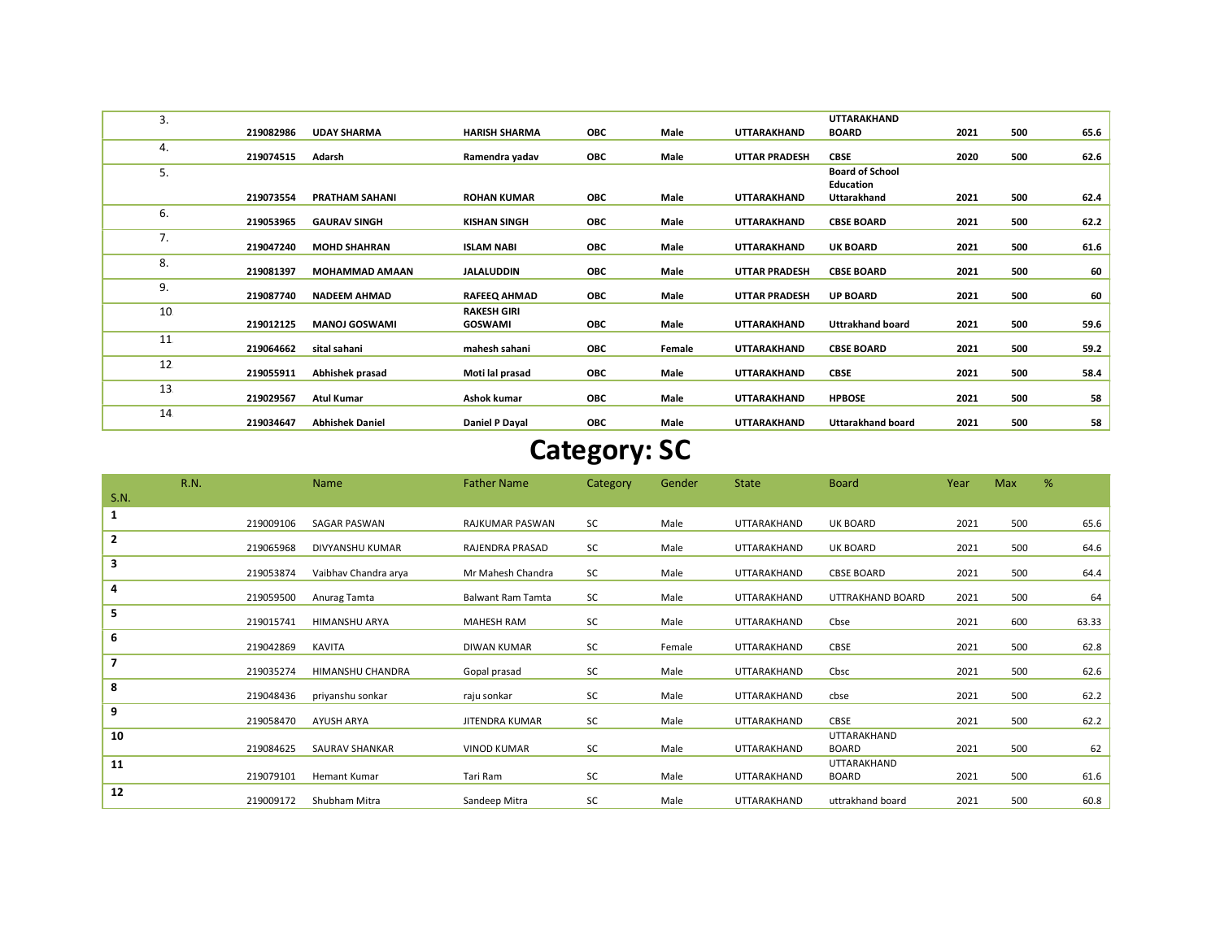| S.N. | R.N. | Name | Father Name | Category | Gender | State | Board | Year | Max | % |
|---|---|---|---|---|---|---|---|---|---|---|
| 3. | 219082986 | **UDAY SHARMA** | **HARISH SHARMA** | **OBC** | **Male** | **UTTARAKHAND** | **UTTARAKHAND BOARD** | **2021** | **500** | **65.6** |
| 4. | 219074515 | **Adarsh** | **Ramendra yadav** | **OBC** | **Male** | **UTTAR PRADESH** | **CBSE** | **2020** | **500** | **62.6** |
| 5. | 219073554 | **PRATHAM SAHANI** | **ROHAN KUMAR** | **OBC** | **Male** | **UTTARAKHAND** | **Board of School Education Uttarakhand** | **2021** | **500** | **62.4** |
| 6. | 219053965 | **GAURAV SINGH** | **KISHAN SINGH** | **OBC** | **Male** | **UTTARAKHAND** | **CBSE BOARD** | **2021** | **500** | **62.2** |
| 7. | 219047240 | **MOHD SHAHRAN** | **ISLAM NABI** | **OBC** | **Male** | **UTTARAKHAND** | **UK BOARD** | **2021** | **500** | **61.6** |
| 8. | 219081397 | **MOHAMMAD AMAAN** | **JALALUDDIN** | **OBC** | **Male** | **UTTAR PRADESH** | **CBSE BOARD** | **2021** | **500** | **60** |
| 9. | 219087740 | **NADEEM AHMAD** | **RAFEEQ AHMAD** | **OBC** | **Male** | **UTTAR PRADESH** | **UP BOARD** | **2021** | **500** | **60** |
| 10. | 219012125 | **MANOJ GOSWAMI** | **RAKESH GIRI GOSWAMI** | **OBC** | **Male** | **UTTARAKHAND** | **Uttrakhand board** | **2021** | **500** | **59.6** |
| 11. | 219064662 | **sital sahani** | **mahesh sahani** | **OBC** | **Female** | **UTTARAKHAND** | **CBSE BOARD** | **2021** | **500** | **59.2** |
| 12. | 219055911 | **Abhishek prasad** | **Moti lal prasad** | **OBC** | **Male** | **UTTARAKHAND** | **CBSE** | **2021** | **500** | **58.4** |
| 13. | 219029567 | **Atul Kumar** | **Ashok kumar** | **OBC** | **Male** | **UTTARAKHAND** | **HPBOSE** | **2021** | **500** | **58** |
| 14. | 219034647 | **Abhishek Daniel** | **Daniel P Dayal** | **OBC** | **Male** | **UTTARAKHAND** | **Uttarakhand board** | **2021** | **500** | **58** |

# Category: SC

| S.N. | R.N. | Name | Father Name | Category | Gender | State | Board | Year | Max | % |
|---|---|---|---|---|---|---|---|---|---|---|
| **1** | 219009106 | SAGAR PASWAN | RAJKUMAR PASWAN | SC | Male | UTTARAKHAND | UK BOARD | 2021 | 500 | 65.6 |
| **2** | 219065968 | DIVYANSHU KUMAR | RAJENDRA PRASAD | SC | Male | UTTARAKHAND | UK BOARD | 2021 | 500 | 64.6 |
| **3** | 219053874 | Vaibhav Chandra arya | Mr Mahesh Chandra | SC | Male | UTTARAKHAND | CBSE BOARD | 2021 | 500 | 64.4 |
| **4** | 219059500 | Anurag Tamta | Balwant Ram Tamta | SC | Male | UTTARAKHAND | UTTRAKHAND BOARD | 2021 | 500 | 64 |
| **5** | 219015741 | HIMANSHU ARYA | MAHESH RAM | SC | Male | UTTARAKHAND | Cbse | 2021 | 600 | 63.33 |
| **6** | 219042869 | KAVITA | DIWAN KUMAR | SC | Female | UTTARAKHAND | CBSE | 2021 | 500 | 62.8 |
| **7** | 219035274 | HIMANSHU CHANDRA | Gopal prasad | SC | Male | UTTARAKHAND | Cbsc | 2021 | 500 | 62.6 |
| **8** | 219048436 | priyanshu sonkar | raju sonkar | SC | Male | UTTARAKHAND | cbse | 2021 | 500 | 62.2 |
| **9** | 219058470 | AYUSH ARYA | JITENDRA KUMAR | SC | Male | UTTARAKHAND | CBSE | 2021 | 500 | 62.2 |
| **10** | 219084625 | SAURAV SHANKAR | VINOD KUMAR | SC | Male | UTTARAKHAND | UTTARAKHAND BOARD | 2021 | 500 | 62 |
| **11** | 219079101 | Hemant Kumar | Tari Ram | SC | Male | UTTARAKHAND | UTTARAKHAND BOARD | 2021 | 500 | 61.6 |
| **12** | 219009172 | Shubham Mitra | Sandeep Mitra | SC | Male | UTTARAKHAND | uttrakhand board | 2021 | 500 | 60.8 |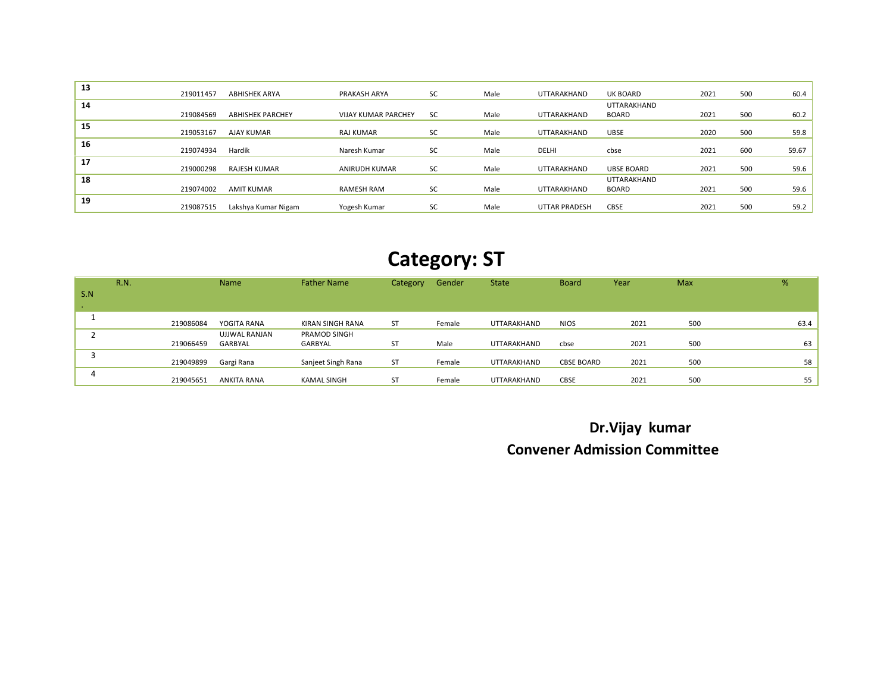| | | | | | | | | | | |
|---|---|---|---|---|---|---|---|---|---|---|
| 13 | 219011457 | ABHISHEK ARYA | PRAKASH ARYA | SC | Male | UTTARAKHAND | UK BOARD | 2021 | 500 | 60.4 |
| 14 | 219084569 | ABHISHEK PARCHEY | VIJAY KUMAR PARCHEY | SC | Male | UTTARAKHAND | UTTARAKHAND BOARD | 2021 | 500 | 60.2 |
| 15 | 219053167 | AJAY KUMAR | RAJ KUMAR | SC | Male | UTTARAKHAND | UBSE | 2020 | 500 | 59.8 |
| 16 | 219074934 | Hardik | Naresh Kumar | SC | Male | DELHI | cbse | 2021 | 600 | 59.67 |
| 17 | 219000298 | RAJESH KUMAR | ANIRUDH KUMAR | SC | Male | UTTARAKHAND | UBSE BOARD | 2021 | 500 | 59.6 |
| 18 | 219074002 | AMIT KUMAR | RAMESH RAM | SC | Male | UTTARAKHAND | UTTARAKHAND BOARD | 2021 | 500 | 59.6 |
| 19 | 219087515 | Lakshya Kumar Nigam | Yogesh Kumar | SC | Male | UTTAR PRADESH | CBSE | 2021 | 500 | 59.2 |

# Category: ST

| S.N. | R.N. | Name | Father Name | Category | Gender | State | Board | Year | Max | % |
|---|---|---|---|---|---|---|---|---|---|---|
| 1 | 219086084 | YOGITA RANA | KIRAN SINGH RANA | ST | Female | UTTARAKHAND | NIOS | 2021 | 500 | 63.4 |
| 2 | 219066459 | UJJWAL RANJAN GARBYAL | PRAMOD SINGH GARBYAL | ST | Male | UTTARAKHAND | cbse | 2021 | 500 | 63 |
| 3 | 219049899 | Gargi Rana | Sanjeet Singh Rana | ST | Female | UTTARAKHAND | CBSE BOARD | 2021 | 500 | 58 |
| 4 | 219045651 | ANKITA RANA | KAMAL SINGH | ST | Female | UTTARAKHAND | CBSE | 2021 | 500 | 55 |

**Dr.Vijay kumar**

**Convener Admission Committee**